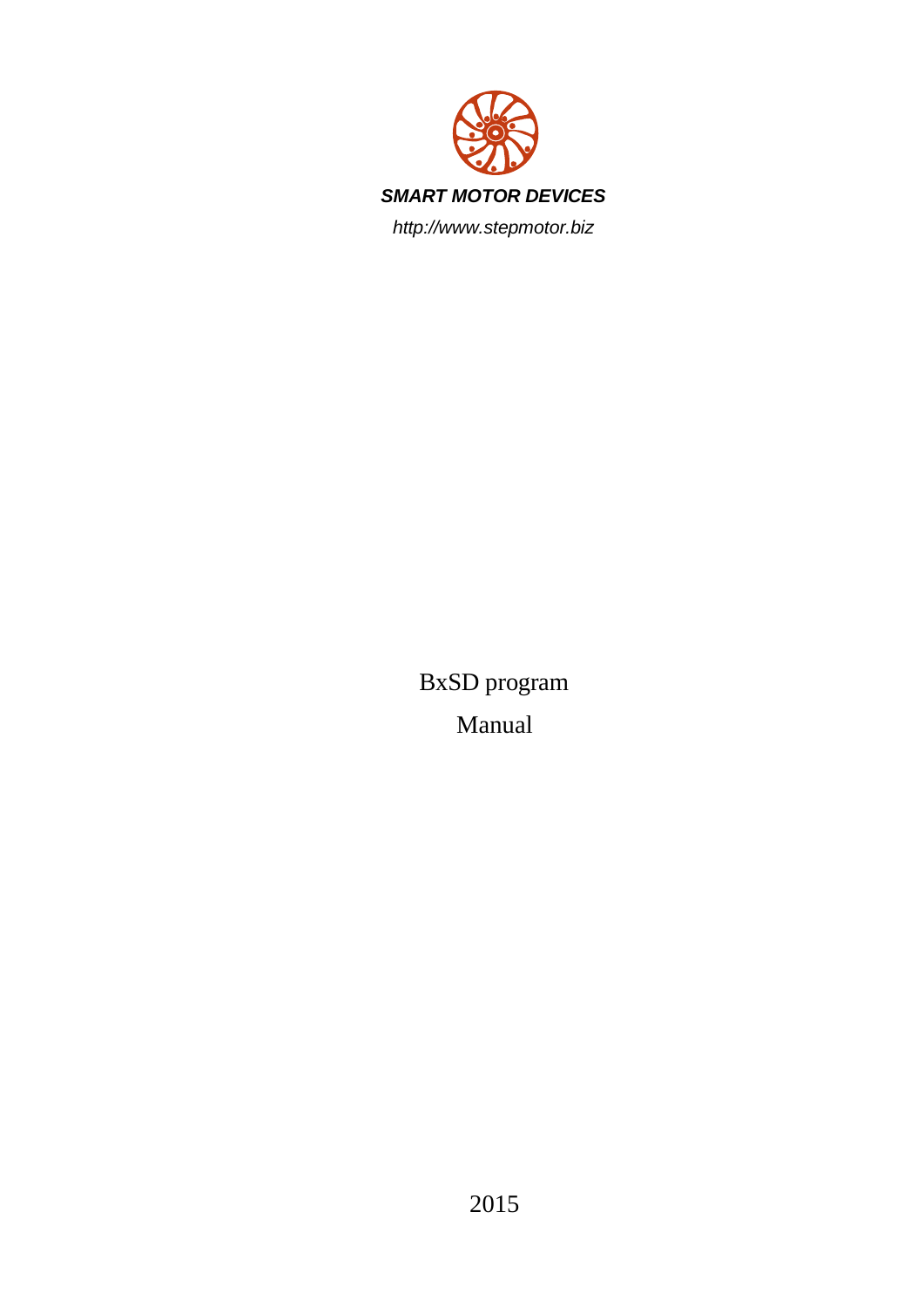***SMART MOTOR DEVICES***

*http://www.stepmotor.biz*

# BxSD program

# Manual

2015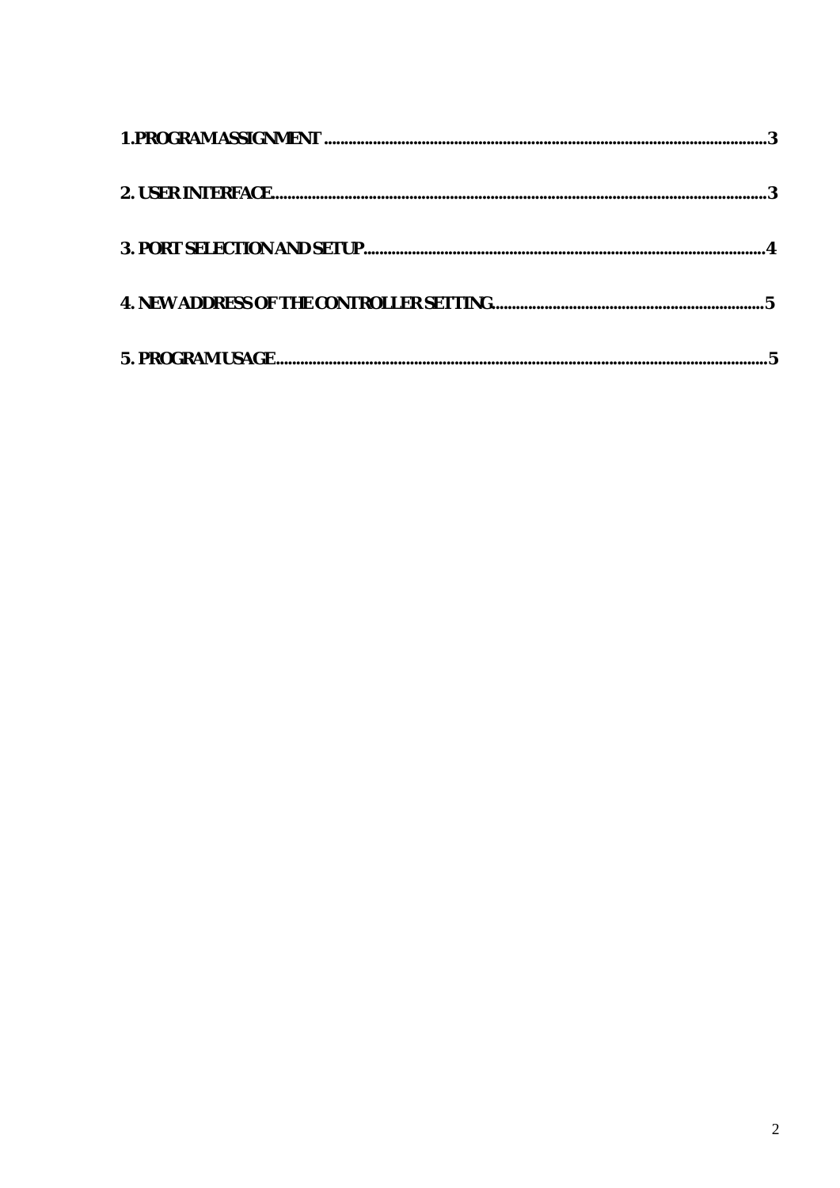**1.PROGRAM ASSIGNMENT** .......................................................................................................... **3**

**2. USER INTERFACE**.................................................................................................................... **3**

**3. PORT SELECTION AND SETUP**............................................................................................. **4**

**4. NEW ADDRESS OF THE CONTROLLER SETTING**................................................................ **5**

**5. PROGRAM USAGE**.................................................................................................................. **5**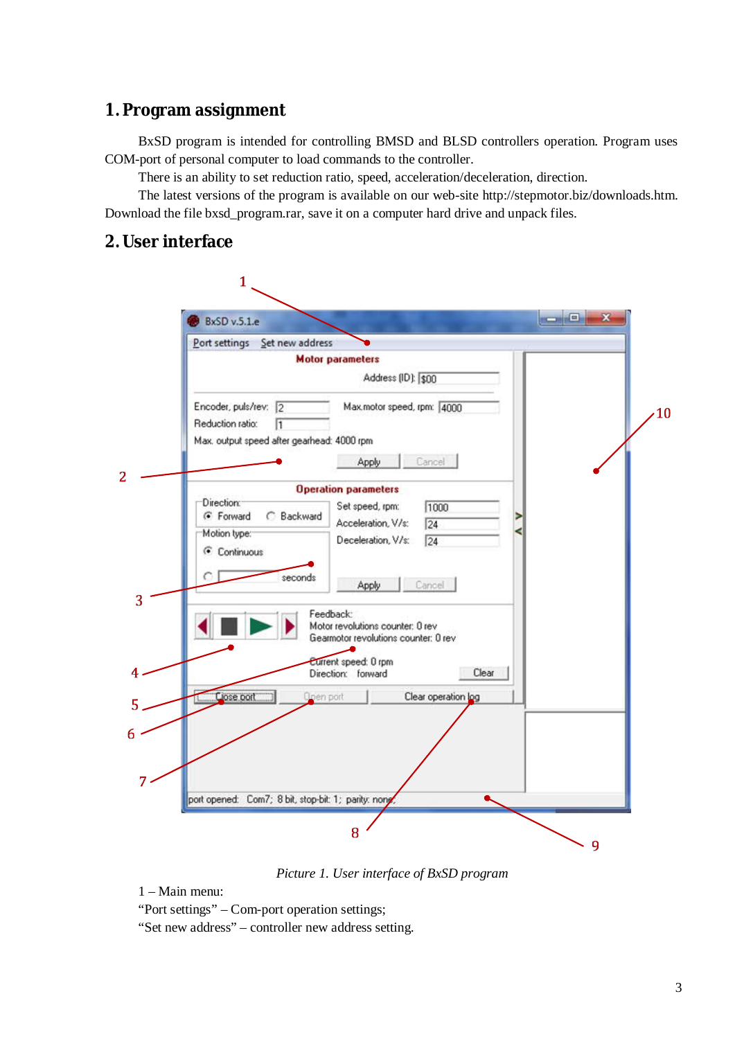# 1. Program assignment

BxSD program is intended for controlling BMSD and BLSD controllers operation. Program uses COM-port of personal computer to load commands to the controller.

There is an ability to set reduction ratio, speed, acceleration/deceleration, direction.

The latest versions of the program is available on our web-site http://stepmotor.biz/downloads.htm. Download the file bxsd_program.rar, save it on a computer hard drive and unpack files.

# 2. User interface

*Picture 1. User interface of BxSD program*

1 – Main menu:

“Port settings” – Com-port operation settings;

“Set new address” – controller new address setting.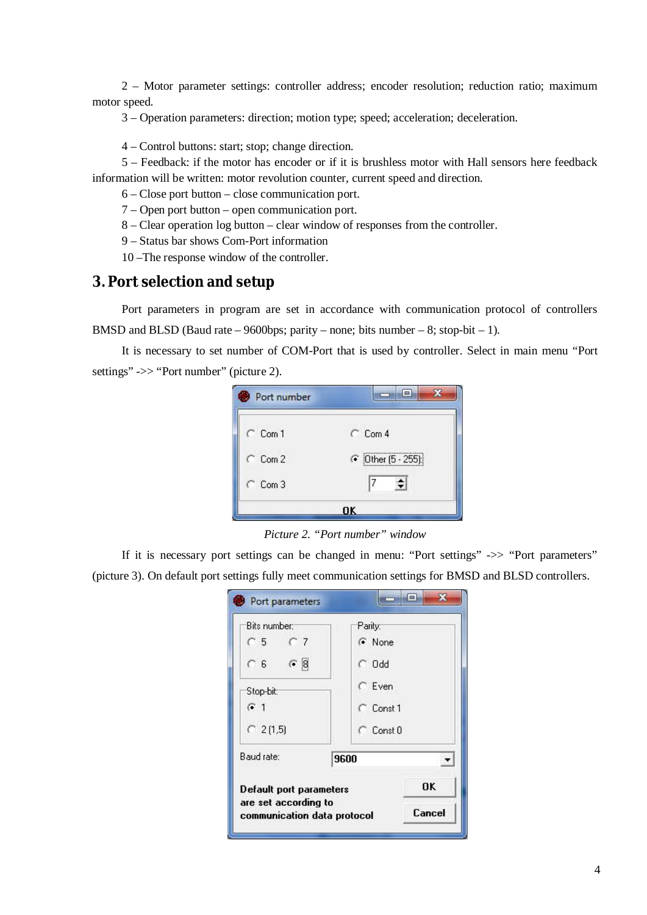2 – Motor parameter settings: controller address; encoder resolution; reduction ratio; maximum motor speed.

3 – Operation parameters: direction; motion type; speed; acceleration; deceleration.

4 – Control buttons: start; stop; change direction.

5 – Feedback: if the motor has encoder or if it is brushless motor with Hall sensors here feedback information will be written: motor revolution counter, current speed and direction.

6 – Close port button – close communication port.

7 – Open port button – open communication port.

8 – Clear operation log button – clear window of responses from the controller.

9 – Status bar shows Com-Port information

10 –The response window of the controller.

## 3. Port selection and setup

Port parameters in program are set in accordance with communication protocol of controllers BMSD and BLSD (Baud rate – 9600bps; parity – none; bits number – 8; stop-bit – 1).

It is necessary to set number of COM-Port that is used by controller. Select in main menu "Port settings" ->> "Port number" (picture 2).

*Picture 2. "Port number" window*

If it is necessary port settings can be changed in menu: "Port settings" ->> "Port parameters" (picture 3). On default port settings fully meet communication settings for BMSD and BLSD controllers.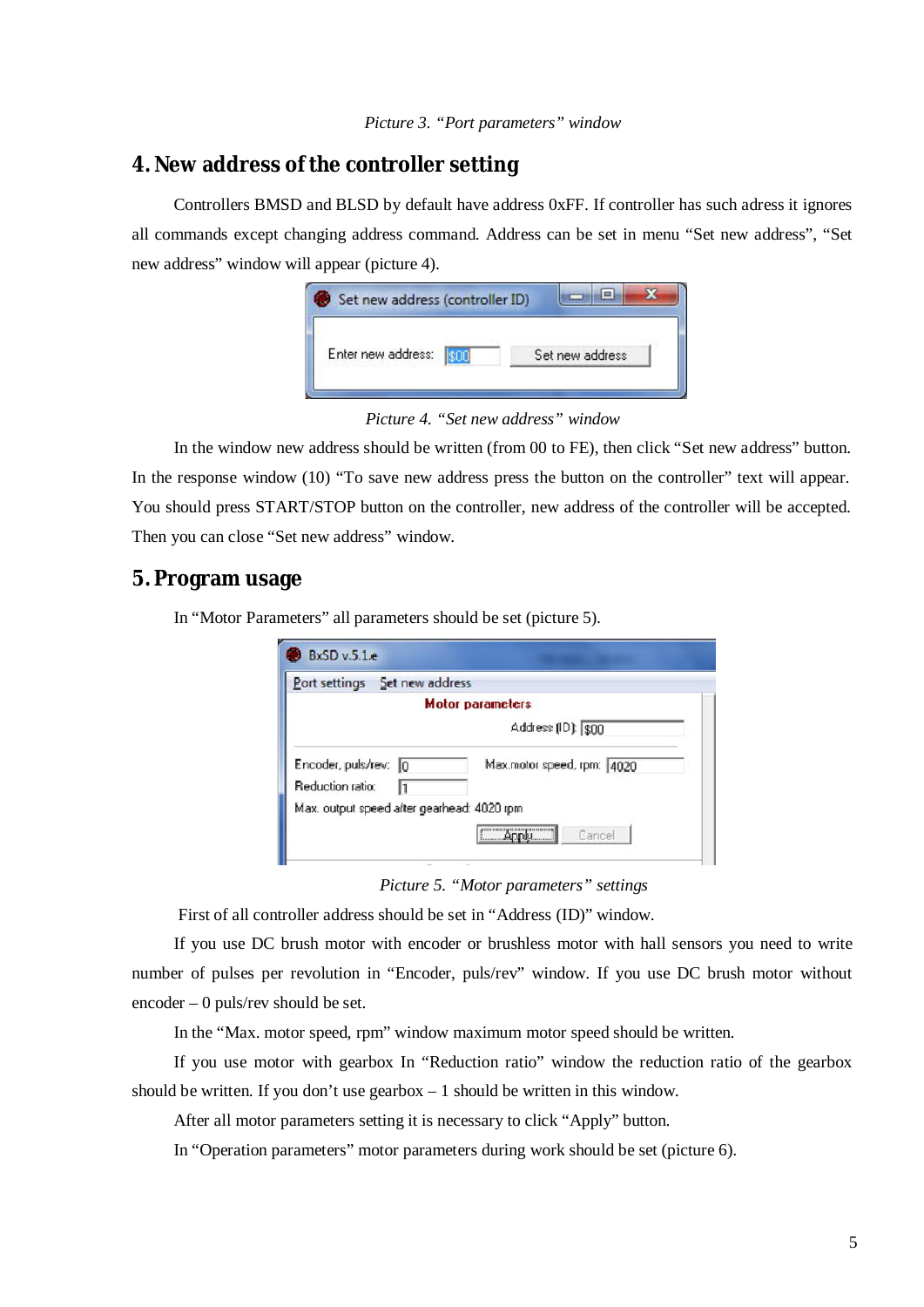*Picture 3. "Port parameters" window*

## 4. New address of the controller setting

Controllers BMSD and BLSD by default have address 0xFF. If controller has such adress it ignores all commands except changing address command. Address can be set in menu "Set new address", "Set new address" window will appear (picture 4).

*Picture 4. "Set new address" window*

In the window new address should be written (from 00 to FE), then click "Set new address" button. In the response window (10) "To save new address press the button on the controller" text will appear. You should press START/STOP button on the controller, new address of the controller will be accepted. Then you can close "Set new address" window.

## 5. Program usage

In "Motor Parameters" all parameters should be set (picture 5).

*Picture 5. "Motor parameters" settings*

First of all controller address should be set in "Address (ID)" window.

If you use DC brush motor with encoder or brushless motor with hall sensors you need to write number of pulses per revolution in "Encoder, puls/rev" window. If you use DC brush motor without encoder – 0 puls/rev should be set.

In the "Max. motor speed, rpm" window maximum motor speed should be written.

If you use motor with gearbox In "Reduction ratio" window the reduction ratio of the gearbox should be written. If you don't use gearbox – 1 should be written in this window.

After all motor parameters setting it is necessary to click "Apply" button.

In "Operation parameters" motor parameters during work should be set (picture 6).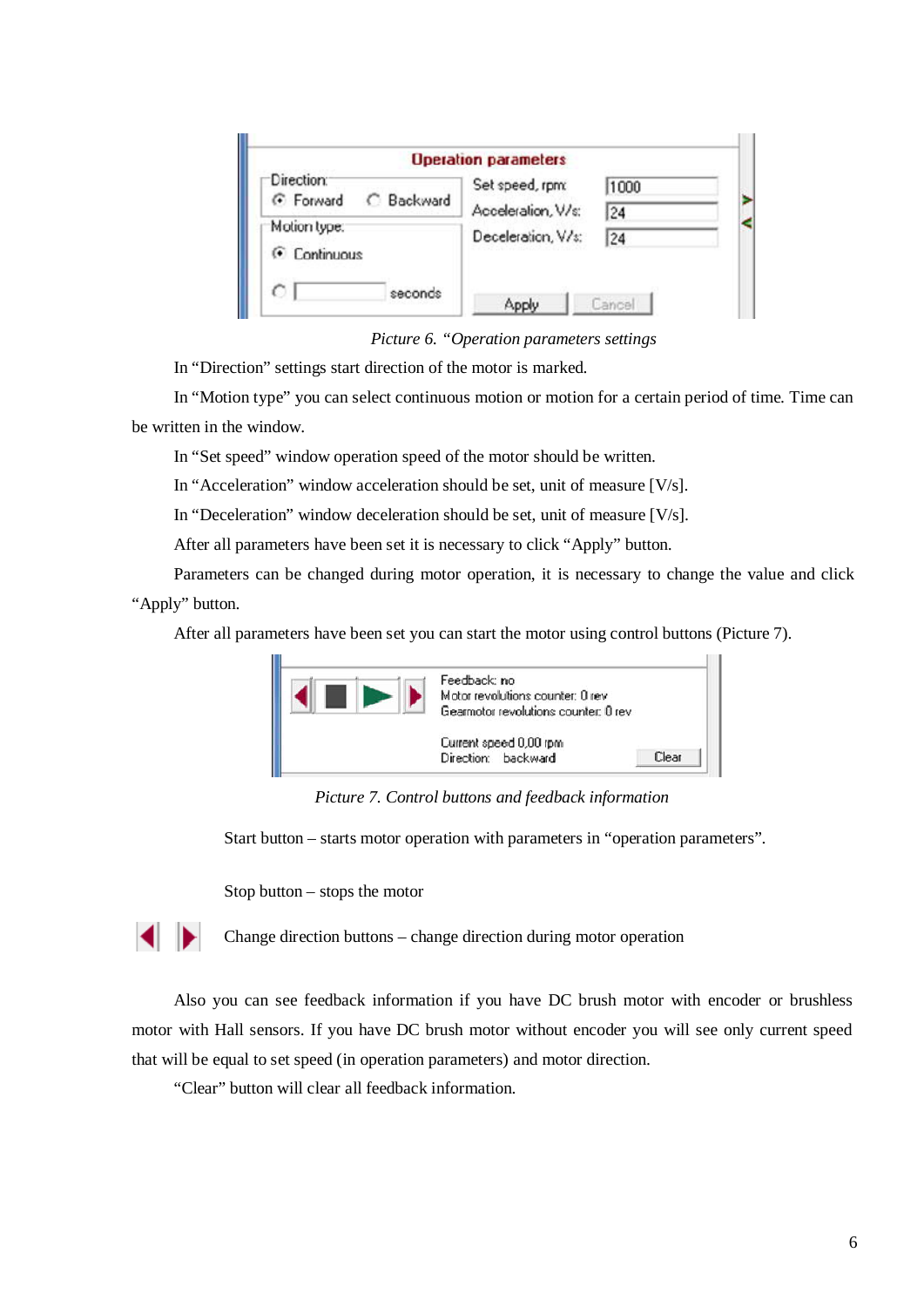Picture 6. "Operation parameters settings

In "Direction" settings start direction of the motor is marked.

In "Motion type" you can select continuous motion or motion for a certain period of time. Time can be written in the window.

In "Set speed" window operation speed of the motor should be written.

In "Acceleration" window acceleration should be set, unit of measure [V/s].

In "Deceleration" window deceleration should be set, unit of measure [V/s].

After all parameters have been set it is necessary to click "Apply" button.

Parameters can be changed during motor operation, it is necessary to change the value and click "Apply" button.

After all parameters have been set you can start the motor using control buttons (Picture 7).

Picture 7. Control buttons and feedback information

Start button – starts motor operation with parameters in "operation parameters".

Stop button – stops the motor

Change direction buttons – change direction during motor operation

Also you can see feedback information if you have DC brush motor with encoder or brushless motor with Hall sensors. If you have DC brush motor without encoder you will see only current speed that will be equal to set speed (in operation parameters) and motor direction.

"Clear" button will clear all feedback information.